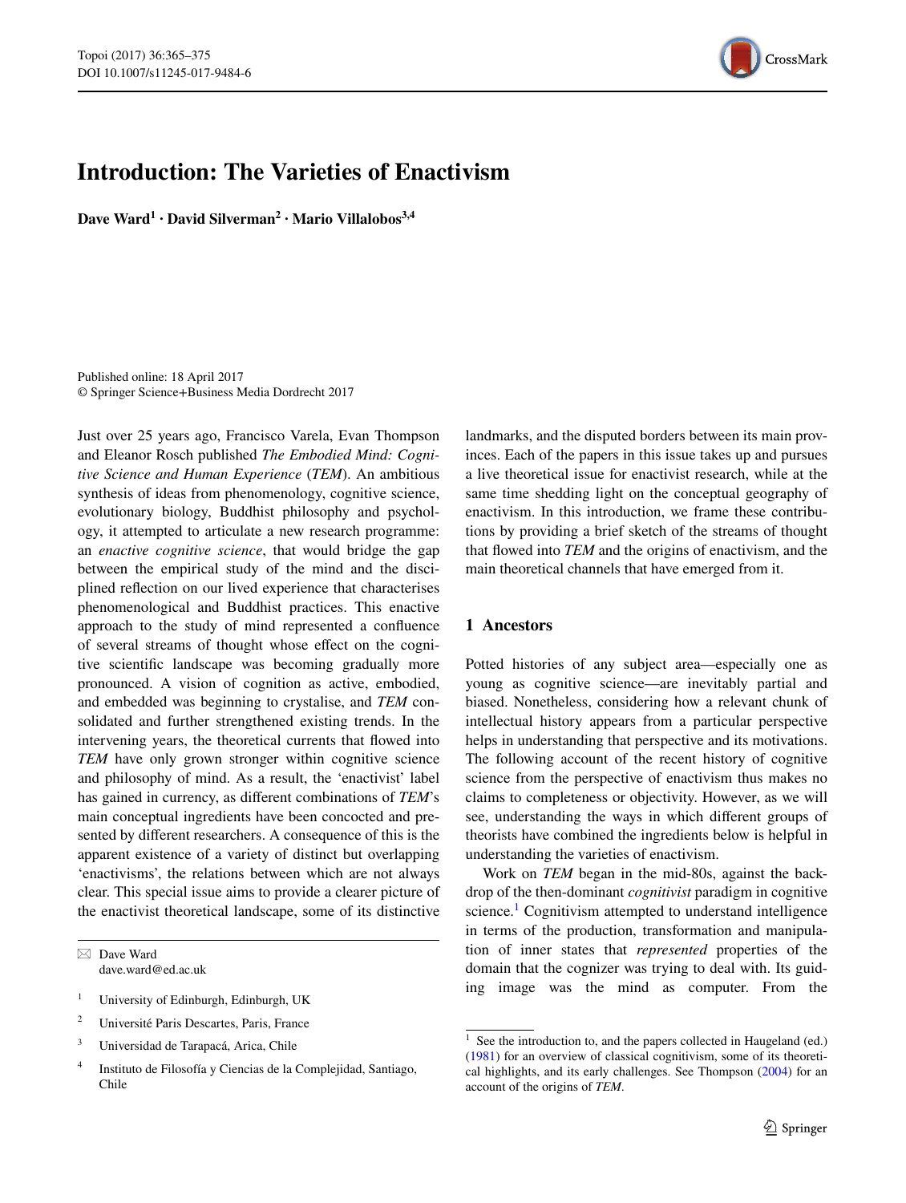# Introduction: The Varieties of Enactivism

**Dave Ward[1] · David Silverman[2] · Mario Villalobos[3,4]**

Published online: 18 April 2017
© Springer Science+Business Media Dordrecht 2017

Just over 25 years ago, Francisco Varela, Evan Thompson and Eleanor Rosch published *The Embodied Mind: Cognitive Science and Human Experience* (*TEM*). An ambitious synthesis of ideas from phenomenology, cognitive science, evolutionary biology, Buddhist philosophy and psychology, it attempted to articulate a new research programme: an *enactive cognitive science*, that would bridge the gap between the empirical study of the mind and the disciplined reflection on our lived experience that characterises phenomenological and Buddhist practices. This enactive approach to the study of mind represented a confluence of several streams of thought whose effect on the cognitive scientific landscape was becoming gradually more pronounced. A vision of cognition as active, embodied, and embedded was beginning to crystalise, and *TEM* consolidated and further strengthened existing trends. In the intervening years, the theoretical currents that flowed into *TEM* have only grown stronger within cognitive science and philosophy of mind. As a result, the 'enactivist' label has gained in currency, as different combinations of *TEM*'s main conceptual ingredients have been concocted and presented by different researchers. A consequence of this is the apparent existence of a variety of distinct but overlapping 'enactivisms', the relations between which are not always clear. This special issue aims to provide a clearer picture of the enactivist theoretical landscape, some of its distinctive landmarks, and the disputed borders between its main provinces. Each of the papers in this issue takes up and pursues a live theoretical issue for enactivist research, while at the same time shedding light on the conceptual geography of enactivism. In this introduction, we frame these contributions by providing a brief sketch of the streams of thought that flowed into *TEM* and the origins of enactivism, and the main theoretical channels that have emerged from it.

## 1 Ancestors

Potted histories of any subject area—especially one as young as cognitive science—are inevitably partial and biased. Nonetheless, considering how a relevant chunk of intellectual history appears from a particular perspective helps in understanding that perspective and its motivations. The following account of the recent history of cognitive science from the perspective of enactivism thus makes no claims to completeness or objectivity. However, as we will see, understanding the ways in which different groups of theorists have combined the ingredients below is helpful in understanding the varieties of enactivism.

Work on *TEM* began in the mid-80s, against the backdrop of the then-dominant *cognitivist* paradigm in cognitive science.[1] Cognitivism attempted to understand intelligence in terms of the production, transformation and manipulation of inner states that *represented* properties of the domain that the cognizer was trying to deal with. Its guiding image was the mind as computer. From the

---

✉ Dave Ward
dave.ward@ed.ac.uk

1 University of Edinburgh, Edinburgh, UK

2 Université Paris Descartes, Paris, France

3 Universidad de Tarapacá, Arica, Chile

4 Instituto de Filosofía y Ciencias de la Complejidad, Santiago, Chile

[1] See the introduction to, and the papers collected in Haugeland (ed.) (1981) for an overview of classical cognitivism, some of its theoretical highlights, and its early challenges. See Thompson (2004) for an account of the origins of *TEM*.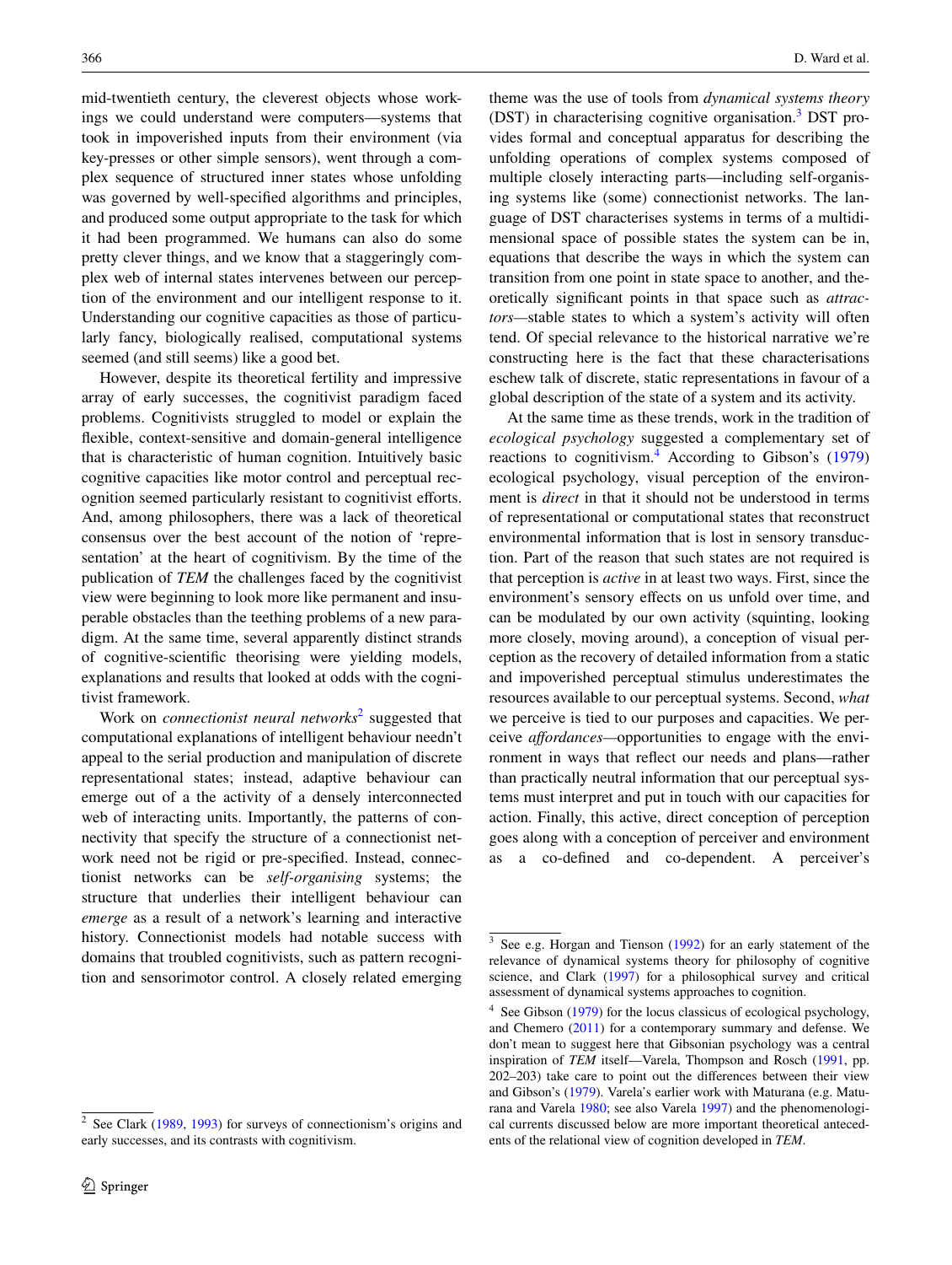mid-twentieth century, the cleverest objects whose workings we could understand were computers—systems that took in impoverished inputs from their environment (via key-presses or other simple sensors), went through a complex sequence of structured inner states whose unfolding was governed by well-specified algorithms and principles, and produced some output appropriate to the task for which it had been programmed. We humans can also do some pretty clever things, and we know that a staggeringly complex web of internal states intervenes between our perception of the environment and our intelligent response to it. Understanding our cognitive capacities as those of particularly fancy, biologically realised, computational systems seemed (and still seems) like a good bet.

However, despite its theoretical fertility and impressive array of early successes, the cognitivist paradigm faced problems. Cognitivists struggled to model or explain the flexible, context-sensitive and domain-general intelligence that is characteristic of human cognition. Intuitively basic cognitive capacities like motor control and perceptual recognition seemed particularly resistant to cognitivist efforts. And, among philosophers, there was a lack of theoretical consensus over the best account of the notion of 'representation' at the heart of cognitivism. By the time of the publication of *TEM* the challenges faced by the cognitivist view were beginning to look more like permanent and insuperable obstacles than the teething problems of a new paradigm. At the same time, several apparently distinct strands of cognitive-scientific theorising were yielding models, explanations and results that looked at odds with the cognitivist framework.

Work on *connectionist neural networks*[2] suggested that computational explanations of intelligent behaviour needn't appeal to the serial production and manipulation of discrete representational states; instead, adaptive behaviour can emerge out of a the activity of a densely interconnected web of interacting units. Importantly, the patterns of connectivity that specify the structure of a connectionist network need not be rigid or pre-specified. Instead, connectionist networks can be *self-organising* systems; the structure that underlies their intelligent behaviour can *emerge* as a result of a network's learning and interactive history. Connectionist models had notable success with domains that troubled cognitivists, such as pattern recognition and sensorimotor control. A closely related emerging theme was the use of tools from *dynamical systems theory* (DST) in characterising cognitive organisation.[3] DST provides formal and conceptual apparatus for describing the unfolding operations of complex systems composed of multiple closely interacting parts—including self-organising systems like (some) connectionist networks. The language of DST characterises systems in terms of a multidimensional space of possible states the system can be in, equations that describe the ways in which the system can transition from one point in state space to another, and theoretically significant points in that space such as *attractors*—stable states to which a system's activity will often tend. Of special relevance to the historical narrative we're constructing here is the fact that these characterisations eschew talk of discrete, static representations in favour of a global description of the state of a system and its activity.

At the same time as these trends, work in the tradition of *ecological psychology* suggested a complementary set of reactions to cognitivism.[4] According to Gibson's (1979) ecological psychology, visual perception of the environment is *direct* in that it should not be understood in terms of representational or computational states that reconstruct environmental information that is lost in sensory transduction. Part of the reason that such states are not required is that perception is *active* in at least two ways. First, since the environment's sensory effects on us unfold over time, and can be modulated by our own activity (squinting, looking more closely, moving around), a conception of visual perception as the recovery of detailed information from a static and impoverished perceptual stimulus underestimates the resources available to our perceptual systems. Second, *what* we perceive is tied to our purposes and capacities. We perceive *affordances*—opportunities to engage with the environment in ways that reflect our needs and plans—rather than practically neutral information that our perceptual systems must interpret and put in touch with our capacities for action. Finally, this active, direct conception of perception goes along with a conception of perceiver and environment as a co-defined and co-dependent. A perceiver's

---

[2] See Clark (1989, 1993) for surveys of connectionism's origins and early successes, and its contrasts with cognitivism.

[3] See e.g. Horgan and Tienson (1992) for an early statement of the relevance of dynamical systems theory for philosophy of cognitive science, and Clark (1997) for a philosophical survey and critical assessment of dynamical systems approaches to cognition.

[4] See Gibson (1979) for the locus classicus of ecological psychology, and Chemero (2011) for a contemporary summary and defense. We don't mean to suggest here that Gibsonian psychology was a central inspiration of *TEM* itself—Varela, Thompson and Rosch (1991, pp. 202–203) take care to point out the differences between their view and Gibson's (1979). Varela's earlier work with Maturana (e.g. Maturana and Varela 1980; see also Varela 1997) and the phenomenological currents discussed below are more important theoretical antecedents of the relational view of cognition developed in *TEM*.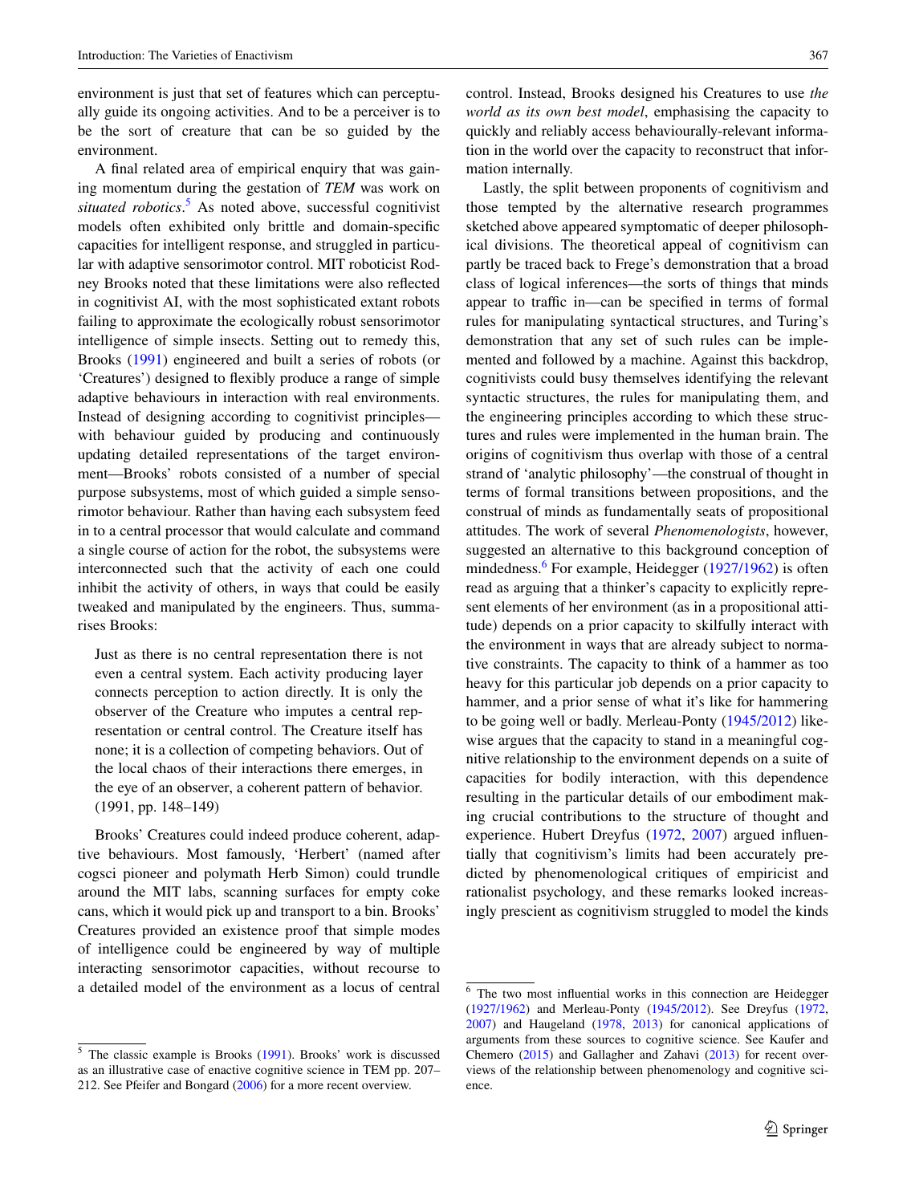environment is just that set of features which can perceptually guide its ongoing activities. And to be a perceiver is to be the sort of creature that can be so guided by the environment.

A final related area of empirical enquiry that was gaining momentum during the gestation of *TEM* was work on *situated robotics*.[5] As noted above, successful cognitivist models often exhibited only brittle and domain-specific capacities for intelligent response, and struggled in particular with adaptive sensorimotor control. MIT roboticist Rodney Brooks noted that these limitations were also reflected in cognitivist AI, with the most sophisticated extant robots failing to approximate the ecologically robust sensorimotor intelligence of simple insects. Setting out to remedy this, Brooks (1991) engineered and built a series of robots (or 'Creatures') designed to flexibly produce a range of simple adaptive behaviours in interaction with real environments. Instead of designing according to cognitivist principles—with behaviour guided by producing and continuously updating detailed representations of the target environment—Brooks' robots consisted of a number of special purpose subsystems, most of which guided a simple sensorimotor behaviour. Rather than having each subsystem feed in to a central processor that would calculate and command a single course of action for the robot, the subsystems were interconnected such that the activity of each one could inhibit the activity of others, in ways that could be easily tweaked and manipulated by the engineers. Thus, summarises Brooks:

> Just as there is no central representation there is not even a central system. Each activity producing layer connects perception to action directly. It is only the observer of the Creature who imputes a central representation or central control. The Creature itself has none; it is a collection of competing behaviors. Out of the local chaos of their interactions there emerges, in the eye of an observer, a coherent pattern of behavior. (1991, pp. 148–149)

Brooks' Creatures could indeed produce coherent, adaptive behaviours. Most famously, 'Herbert' (named after cogsci pioneer and polymath Herb Simon) could trundle around the MIT labs, scanning surfaces for empty coke cans, which it would pick up and transport to a bin. Brooks' Creatures provided an existence proof that simple modes of intelligence could be engineered by way of multiple interacting sensorimotor capacities, without recourse to a detailed model of the environment as a locus of central control. Instead, Brooks designed his Creatures to use *the world as its own best model*, emphasising the capacity to quickly and reliably access behaviourally-relevant information in the world over the capacity to reconstruct that information internally.

Lastly, the split between proponents of cognitivism and those tempted by the alternative research programmes sketched above appeared symptomatic of deeper philosophical divisions. The theoretical appeal of cognitivism can partly be traced back to Frege's demonstration that a broad class of logical inferences—the sorts of things that minds appear to traffic in—can be specified in terms of formal rules for manipulating syntactical structures, and Turing's demonstration that any set of such rules can be implemented and followed by a machine. Against this backdrop, cognitivists could busy themselves identifying the relevant syntactic structures, the rules for manipulating them, and the engineering principles according to which these structures and rules were implemented in the human brain. The origins of cognitivism thus overlap with those of a central strand of 'analytic philosophy'—the construal of thought in terms of formal transitions between propositions, and the construal of minds as fundamentally seats of propositional attitudes. The work of several *Phenomenologists*, however, suggested an alternative to this background conception of mindedness.[6] For example, Heidegger (1927/1962) is often read as arguing that a thinker's capacity to explicitly represent elements of her environment (as in a propositional attitude) depends on a prior capacity to skilfully interact with the environment in ways that are already subject to normative constraints. The capacity to think of a hammer as too heavy for this particular job depends on a prior capacity to hammer, and a prior sense of what it's like for hammering to be going well or badly. Merleau-Ponty (1945/2012) likewise argues that the capacity to stand in a meaningful cognitive relationship to the environment depends on a suite of capacities for bodily interaction, with this dependence resulting in the particular details of our embodiment making crucial contributions to the structure of thought and experience. Hubert Dreyfus (1972, 2007) argued influentially that cognitivism's limits had been accurately predicted by phenomenological critiques of empiricist and rationalist psychology, and these remarks looked increasingly prescient as cognitivism struggled to model the kinds

---

[5] The classic example is Brooks (1991). Brooks' work is discussed as an illustrative case of enactive cognitive science in TEM pp. 207–212. See Pfeifer and Bongard (2006) for a more recent overview.

[6] The two most influential works in this connection are Heidegger (1927/1962) and Merleau-Ponty (1945/2012). See Dreyfus (1972, 2007) and Haugeland (1978, 2013) for canonical applications of arguments from these sources to cognitive science. See Kaufer and Chemero (2015) and Gallagher and Zahavi (2013) for recent overviews of the relationship between phenomenology and cognitive science.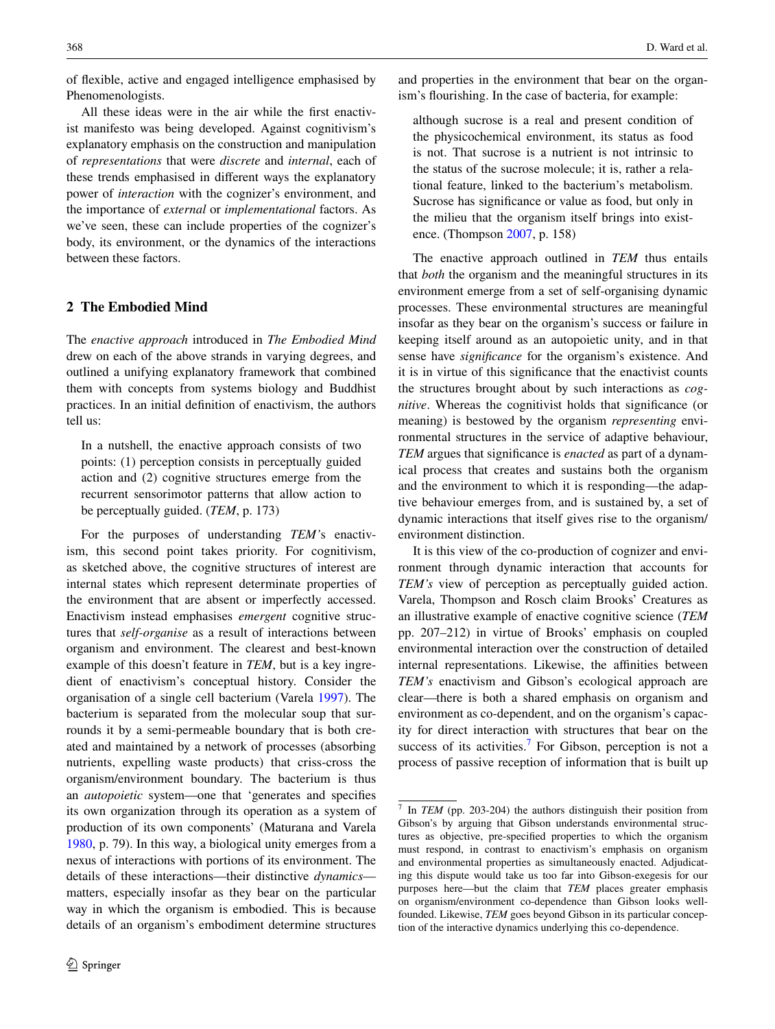of flexible, active and engaged intelligence emphasised by Phenomenologists.

All these ideas were in the air while the first enactivist manifesto was being developed. Against cognitivism's explanatory emphasis on the construction and manipulation of *representations* that were *discrete* and *internal*, each of these trends emphasised in different ways the explanatory power of *interaction* with the cognizer's environment, and the importance of *external* or *implementational* factors. As we've seen, these can include properties of the cognizer's body, its environment, or the dynamics of the interactions between these factors.

## 2 The Embodied Mind

The *enactive approach* introduced in *The Embodied Mind* drew on each of the above strands in varying degrees, and outlined a unifying explanatory framework that combined them with concepts from systems biology and Buddhist practices. In an initial definition of enactivism, the authors tell us:

> In a nutshell, the enactive approach consists of two points: (1) perception consists in perceptually guided action and (2) cognitive structures emerge from the recurrent sensorimotor patterns that allow action to be perceptually guided. (*TEM*, p. 173)

For the purposes of understanding *TEM's* enactivism, this second point takes priority. For cognitivism, as sketched above, the cognitive structures of interest are internal states which represent determinate properties of the environment that are absent or imperfectly accessed. Enactivism instead emphasises *emergent* cognitive structures that *self-organise* as a result of interactions between organism and environment. The clearest and best-known example of this doesn't feature in *TEM*, but is a key ingredient of enactivism's conceptual history. Consider the organisation of a single cell bacterium (Varela 1997). The bacterium is separated from the molecular soup that surrounds it by a semi-permeable boundary that is both created and maintained by a network of processes (absorbing nutrients, expelling waste products) that criss-cross the organism/environment boundary. The bacterium is thus an *autopoietic* system—one that 'generates and specifies its own organization through its operation as a system of production of its own components' (Maturana and Varela 1980, p. 79). In this way, a biological unity emerges from a nexus of interactions with portions of its environment. The details of these interactions—their distinctive *dynamics*—matters, especially insofar as they bear on the particular way in which the organism is embodied. This is because details of an organism's embodiment determine structures and properties in the environment that bear on the organism's flourishing. In the case of bacteria, for example:

> although sucrose is a real and present condition of the physicochemical environment, its status as food is not. That sucrose is a nutrient is not intrinsic to the status of the sucrose molecule; it is, rather a relational feature, linked to the bacterium's metabolism. Sucrose has significance or value as food, but only in the milieu that the organism itself brings into existence. (Thompson 2007, p. 158)

The enactive approach outlined in *TEM* thus entails that *both* the organism and the meaningful structures in its environment emerge from a set of self-organising dynamic processes. These environmental structures are meaningful insofar as they bear on the organism's success or failure in keeping itself around as an autopoietic unity, and in that sense have *significance* for the organism's existence. And it is in virtue of this significance that the enactivist counts the structures brought about by such interactions as *cognitive*. Whereas the cognitivist holds that significance (or meaning) is bestowed by the organism *representing* environmental structures in the service of adaptive behaviour, *TEM* argues that significance is *enacted* as part of a dynamical process that creates and sustains both the organism and the environment to which it is responding—the adaptive behaviour emerges from, and is sustained by, a set of dynamic interactions that itself gives rise to the organism/environment distinction.

It is this view of the co-production of cognizer and environment through dynamic interaction that accounts for *TEM's* view of perception as perceptually guided action. Varela, Thompson and Rosch claim Brooks' Creatures as an illustrative example of enactive cognitive science (*TEM* pp. 207–212) in virtue of Brooks' emphasis on coupled environmental interaction over the construction of detailed internal representations. Likewise, the affinities between *TEM's* enactivism and Gibson's ecological approach are clear—there is both a shared emphasis on organism and environment as co-dependent, and on the organism's capacity for direct interaction with structures that bear on the success of its activities.[7] For Gibson, perception is not a process of passive reception of information that is built up

[7] In *TEM* (pp. 203-204) the authors distinguish their position from Gibson's by arguing that Gibson understands environmental structures as objective, pre-specified properties to which the organism must respond, in contrast to enactivism's emphasis on organism and environmental properties as simultaneously enacted. Adjudicating this dispute would take us too far into Gibson-exegesis for our purposes here—but the claim that *TEM* places greater emphasis on organism/environment co-dependence than Gibson looks well-founded. Likewise, *TEM* goes beyond Gibson in its particular conception of the interactive dynamics underlying this co-dependence.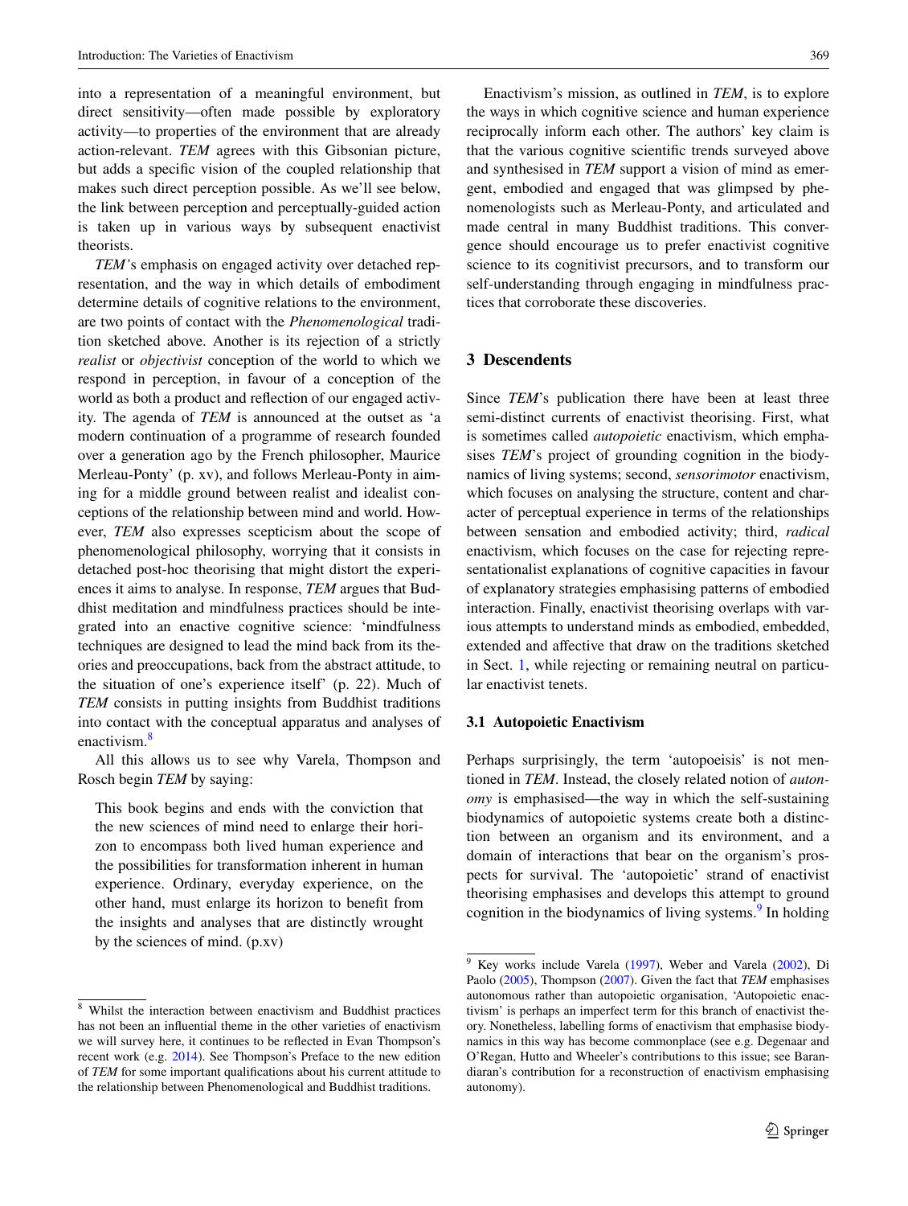into a representation of a meaningful environment, but direct sensitivity—often made possible by exploratory activity—to properties of the environment that are already action-relevant. *TEM* agrees with this Gibsonian picture, but adds a specific vision of the coupled relationship that makes such direct perception possible. As we'll see below, the link between perception and perceptually-guided action is taken up in various ways by subsequent enactivist theorists.

*TEM's* emphasis on engaged activity over detached representation, and the way in which details of embodiment determine details of cognitive relations to the environment, are two points of contact with the *Phenomenological* tradition sketched above. Another is its rejection of a strictly *realist* or *objectivist* conception of the world to which we respond in perception, in favour of a conception of the world as both a product and reflection of our engaged activity. The agenda of *TEM* is announced at the outset as 'a modern continuation of a programme of research founded over a generation ago by the French philosopher, Maurice Merleau-Ponty' (p. xv), and follows Merleau-Ponty in aiming for a middle ground between realist and idealist conceptions of the relationship between mind and world. However, *TEM* also expresses scepticism about the scope of phenomenological philosophy, worrying that it consists in detached post-hoc theorising that might distort the experiences it aims to analyse. In response, *TEM* argues that Buddhist meditation and mindfulness practices should be integrated into an enactive cognitive science: 'mindfulness techniques are designed to lead the mind back from its theories and preoccupations, back from the abstract attitude, to the situation of one's experience itself' (p. 22). Much of *TEM* consists in putting insights from Buddhist traditions into contact with the conceptual apparatus and analyses of enactivism.[8]

All this allows us to see why Varela, Thompson and Rosch begin *TEM* by saying:

> This book begins and ends with the conviction that the new sciences of mind need to enlarge their horizon to encompass both lived human experience and the possibilities for transformation inherent in human experience. Ordinary, everyday experience, on the other hand, must enlarge its horizon to benefit from the insights and analyses that are distinctly wrought by the sciences of mind. (p.xv)

Enactivism's mission, as outlined in *TEM*, is to explore the ways in which cognitive science and human experience reciprocally inform each other. The authors' key claim is that the various cognitive scientific trends surveyed above and synthesised in *TEM* support a vision of mind as emergent, embodied and engaged that was glimpsed by phenomenologists such as Merleau-Ponty, and articulated and made central in many Buddhist traditions. This convergence should encourage us to prefer enactivist cognitive science to its cognitivist precursors, and to transform our self-understanding through engaging in mindfulness practices that corroborate these discoveries.

## 3 Descendents

Since *TEM*'s publication there have been at least three semi-distinct currents of enactivist theorising. First, what is sometimes called *autopoietic* enactivism, which emphasises *TEM*'s project of grounding cognition in the biodynamics of living systems; second, *sensorimotor* enactivism, which focuses on analysing the structure, content and character of perceptual experience in terms of the relationships between sensation and embodied activity; third, *radical* enactivism, which focuses on the case for rejecting representationalist explanations of cognitive capacities in favour of explanatory strategies emphasising patterns of embodied interaction. Finally, enactivist theorising overlaps with various attempts to understand minds as embodied, embedded, extended and affective that draw on the traditions sketched in Sect. 1, while rejecting or remaining neutral on particular enactivist tenets.

### 3.1 Autopoietic Enactivism

Perhaps surprisingly, the term 'autopoeisis' is not mentioned in *TEM*. Instead, the closely related notion of *autonomy* is emphasised—the way in which the self-sustaining biodynamics of autopoietic systems create both a distinction between an organism and its environment, and a domain of interactions that bear on the organism's prospects for survival. The 'autopoietic' strand of enactivist theorising emphasises and develops this attempt to ground cognition in the biodynamics of living systems.[9] In holding

---

[8] Whilst the interaction between enactivism and Buddhist practices has not been an influential theme in the other varieties of enactivism we will survey here, it continues to be reflected in Evan Thompson's recent work (e.g. 2014). See Thompson's Preface to the new edition of *TEM* for some important qualifications about his current attitude to the relationship between Phenomenological and Buddhist traditions.

[9] Key works include Varela (1997), Weber and Varela (2002), Di Paolo (2005), Thompson (2007). Given the fact that *TEM* emphasises autonomous rather than autopoietic organisation, 'Autopoietic enactivism' is perhaps an imperfect term for this branch of enactivist theory. Nonetheless, labelling forms of enactivism that emphasise biodynamics in this way has become commonplace (see e.g. Degenaar and O'Regan, Hutto and Wheeler's contributions to this issue; see Barandiaran's contribution for a reconstruction of enactivism emphasising autonomy).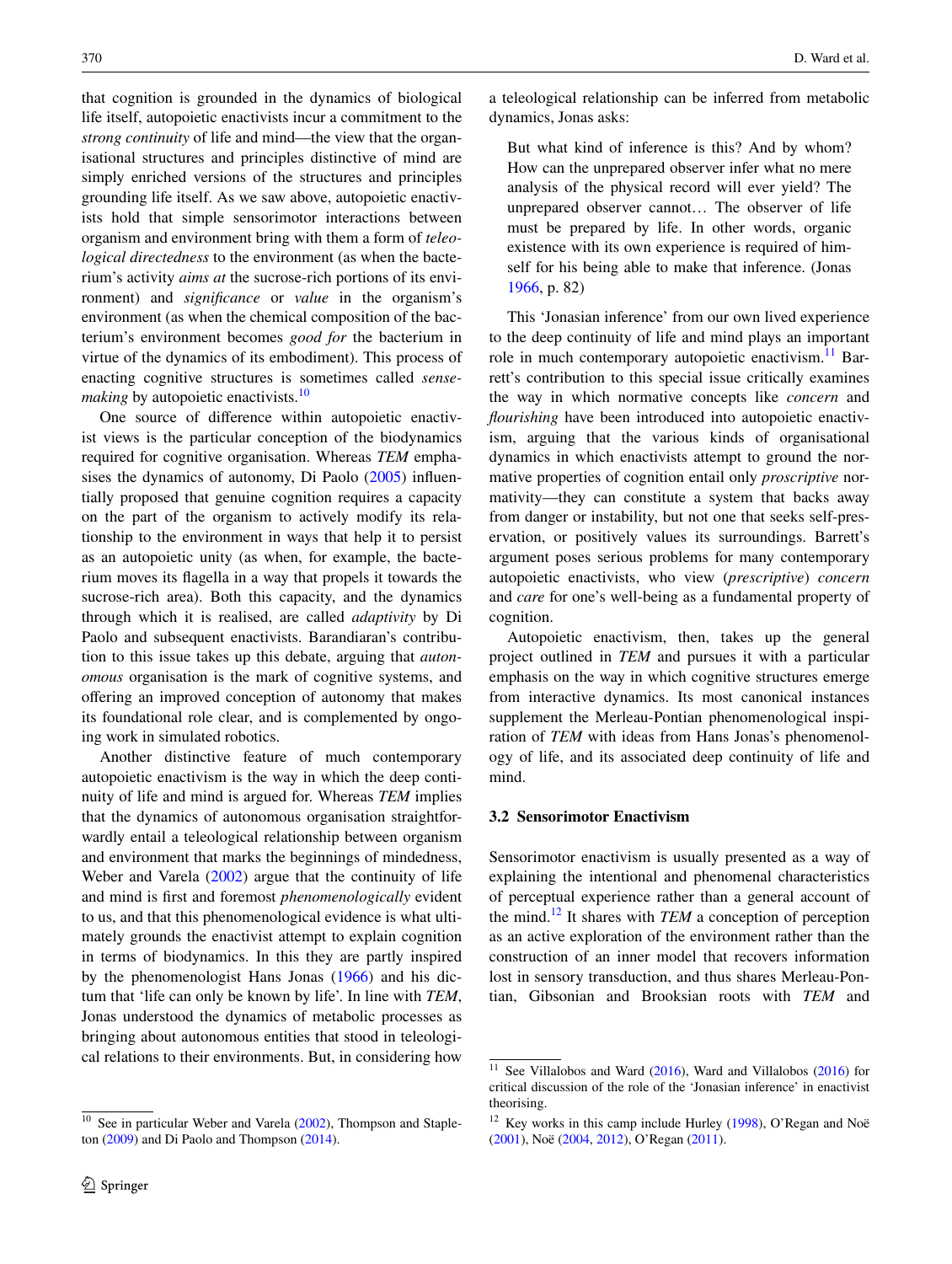that cognition is grounded in the dynamics of biological life itself, autopoietic enactivists incur a commitment to the *strong continuity* of life and mind—the view that the organisational structures and principles distinctive of mind are simply enriched versions of the structures and principles grounding life itself. As we saw above, autopoietic enactivists hold that simple sensorimotor interactions between organism and environment bring with them a form of *teleological directedness* to the environment (as when the bacterium's activity *aims at* the sucrose-rich portions of its environment) and *significance* or *value* in the organism's environment (as when the chemical composition of the bacterium's environment becomes *good for* the bacterium in virtue of the dynamics of its embodiment). This process of enacting cognitive structures is sometimes called *sense-making* by autopoietic enactivists.[10]

One source of difference within autopoietic enactivist views is the particular conception of the biodynamics required for cognitive organisation. Whereas *TEM* emphasises the dynamics of autonomy, Di Paolo (2005) influentially proposed that genuine cognition requires a capacity on the part of the organism to actively modify its relationship to the environment in ways that help it to persist as an autopoietic unity (as when, for example, the bacterium moves its flagella in a way that propels it towards the sucrose-rich area). Both this capacity, and the dynamics through which it is realised, are called *adaptivity* by Di Paolo and subsequent enactivists. Barandiaran's contribution to this issue takes up this debate, arguing that *autonomous* organisation is the mark of cognitive systems, and offering an improved conception of autonomy that makes its foundational role clear, and is complemented by ongoing work in simulated robotics.

Another distinctive feature of much contemporary autopoietic enactivism is the way in which the deep continuity of life and mind is argued for. Whereas *TEM* implies that the dynamics of autonomous organisation straightforwardly entail a teleological relationship between organism and environment that marks the beginnings of mindedness, Weber and Varela (2002) argue that the continuity of life and mind is first and foremost *phenomenologically* evident to us, and that this phenomenological evidence is what ultimately grounds the enactivist attempt to explain cognition in terms of biodynamics. In this they are partly inspired by the phenomenologist Hans Jonas (1966) and his dictum that 'life can only be known by life'. In line with *TEM*, Jonas understood the dynamics of metabolic processes as bringing about autonomous entities that stood in teleological relations to their environments. But, in considering how a teleological relationship can be inferred from metabolic dynamics, Jonas asks:

> But what kind of inference is this? And by whom? How can the unprepared observer infer what no mere analysis of the physical record will ever yield? The unprepared observer cannot… The observer of life must be prepared by life. In other words, organic existence with its own experience is required of himself for his being able to make that inference. (Jonas 1966, p. 82)

This 'Jonasian inference' from our own lived experience to the deep continuity of life and mind plays an important role in much contemporary autopoietic enactivism.[11] Barrett's contribution to this special issue critically examines the way in which normative concepts like *concern* and *flourishing* have been introduced into autopoietic enactivism, arguing that the various kinds of organisational dynamics in which enactivists attempt to ground the normative properties of cognition entail only *proscriptive* normativity—they can constitute a system that backs away from danger or instability, but not one that seeks self-preservation, or positively values its surroundings. Barrett's argument poses serious problems for many contemporary autopoietic enactivists, who view (*prescriptive*) *concern* and *care* for one's well-being as a fundamental property of cognition.

Autopoietic enactivism, then, takes up the general project outlined in *TEM* and pursues it with a particular emphasis on the way in which cognitive structures emerge from interactive dynamics. Its most canonical instances supplement the Merleau-Pontian phenomenological inspiration of *TEM* with ideas from Hans Jonas's phenomenology of life, and its associated deep continuity of life and mind.

### 3.2 Sensorimotor Enactivism

Sensorimotor enactivism is usually presented as a way of explaining the intentional and phenomenal characteristics of perceptual experience rather than a general account of the mind.[12] It shares with *TEM* a conception of perception as an active exploration of the environment rather than the construction of an inner model that recovers information lost in sensory transduction, and thus shares Merleau-Pontian, Gibsonian and Brooksian roots with *TEM* and

---

[10] See in particular Weber and Varela (2002), Thompson and Stapleton (2009) and Di Paolo and Thompson (2014).

[11] See Villalobos and Ward (2016), Ward and Villalobos (2016) for critical discussion of the role of the 'Jonasian inference' in enactivist theorising.

[12] Key works in this camp include Hurley (1998), O'Regan and Noë (2001), Noë (2004, 2012), O'Regan (2011).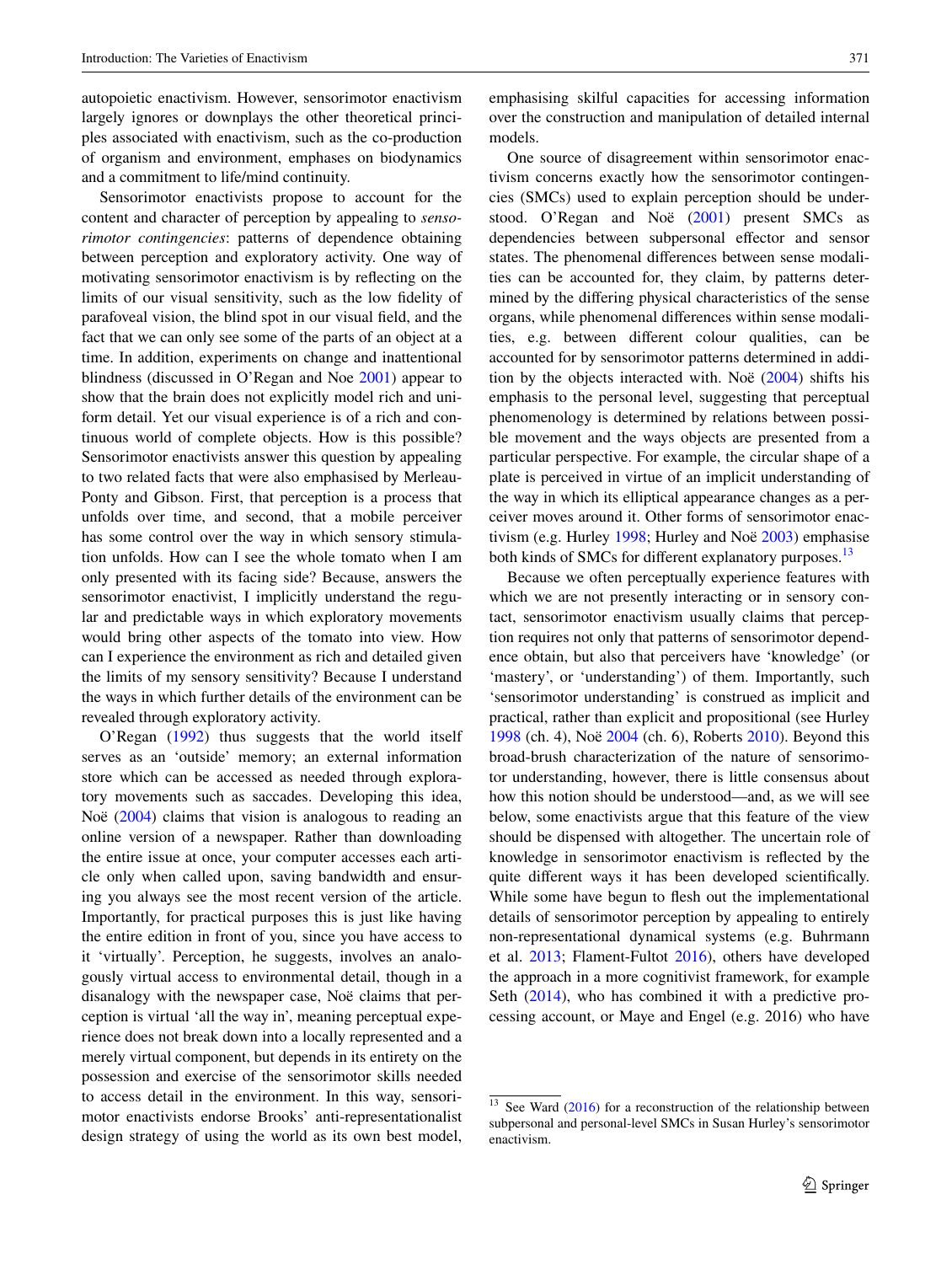autopoietic enactivism. However, sensorimotor enactivism largely ignores or downplays the other theoretical principles associated with enactivism, such as the co-production of organism and environment, emphases on biodynamics and a commitment to life/mind continuity.

Sensorimotor enactivists propose to account for the content and character of perception by appealing to *sensorimotor contingencies*: patterns of dependence obtaining between perception and exploratory activity. One way of motivating sensorimotor enactivism is by reflecting on the limits of our visual sensitivity, such as the low fidelity of parafoveal vision, the blind spot in our visual field, and the fact that we can only see some of the parts of an object at a time. In addition, experiments on change and inattentional blindness (discussed in O'Regan and Noe 2001) appear to show that the brain does not explicitly model rich and uniform detail. Yet our visual experience is of a rich and continuous world of complete objects. How is this possible? Sensorimotor enactivists answer this question by appealing to two related facts that were also emphasised by Merleau-Ponty and Gibson. First, that perception is a process that unfolds over time, and second, that a mobile perceiver has some control over the way in which sensory stimulation unfolds. How can I see the whole tomato when I am only presented with its facing side? Because, answers the sensorimotor enactivist, I implicitly understand the regular and predictable ways in which exploratory movements would bring other aspects of the tomato into view. How can I experience the environment as rich and detailed given the limits of my sensory sensitivity? Because I understand the ways in which further details of the environment can be revealed through exploratory activity.

O'Regan (1992) thus suggests that the world itself serves as an 'outside' memory; an external information store which can be accessed as needed through exploratory movements such as saccades. Developing this idea, Noë (2004) claims that vision is analogous to reading an online version of a newspaper. Rather than downloading the entire issue at once, your computer accesses each article only when called upon, saving bandwidth and ensuring you always see the most recent version of the article. Importantly, for practical purposes this is just like having the entire edition in front of you, since you have access to it 'virtually'. Perception, he suggests, involves an analogously virtual access to environmental detail, though in a disanalogy with the newspaper case, Noë claims that perception is virtual 'all the way in', meaning perceptual experience does not break down into a locally represented and a merely virtual component, but depends in its entirety on the possession and exercise of the sensorimotor skills needed to access detail in the environment. In this way, sensorimotor enactivists endorse Brooks' anti-representationalist design strategy of using the world as its own best model, emphasising skilful capacities for accessing information over the construction and manipulation of detailed internal models.

One source of disagreement within sensorimotor enactivism concerns exactly how the sensorimotor contingencies (SMCs) used to explain perception should be understood. O'Regan and Noë (2001) present SMCs as dependencies between subpersonal effector and sensor states. The phenomenal differences between sense modalities can be accounted for, they claim, by patterns determined by the differing physical characteristics of the sense organs, while phenomenal differences within sense modalities, e.g. between different colour qualities, can be accounted for by sensorimotor patterns determined in addition by the objects interacted with. Noë (2004) shifts his emphasis to the personal level, suggesting that perceptual phenomenology is determined by relations between possible movement and the ways objects are presented from a particular perspective. For example, the circular shape of a plate is perceived in virtue of an implicit understanding of the way in which its elliptical appearance changes as a perceiver moves around it. Other forms of sensorimotor enactivism (e.g. Hurley 1998; Hurley and Noë 2003) emphasise both kinds of SMCs for different explanatory purposes.[13]

Because we often perceptually experience features with which we are not presently interacting or in sensory contact, sensorimotor enactivism usually claims that perception requires not only that patterns of sensorimotor dependence obtain, but also that perceivers have 'knowledge' (or 'mastery', or 'understanding') of them. Importantly, such 'sensorimotor understanding' is construed as implicit and practical, rather than explicit and propositional (see Hurley 1998 (ch. 4), Noë 2004 (ch. 6), Roberts 2010). Beyond this broad-brush characterization of the nature of sensorimotor understanding, however, there is little consensus about how this notion should be understood—and, as we will see below, some enactivists argue that this feature of the view should be dispensed with altogether. The uncertain role of knowledge in sensorimotor enactivism is reflected by the quite different ways it has been developed scientifically. While some have begun to flesh out the implementational details of sensorimotor perception by appealing to entirely non-representational dynamical systems (e.g. Buhrmann et al. 2013; Flament-Fultot 2016), others have developed the approach in a more cognitivist framework, for example Seth (2014), who has combined it with a predictive processing account, or Maye and Engel (e.g. 2016) who have

---

[13] See Ward (2016) for a reconstruction of the relationship between subpersonal and personal-level SMCs in Susan Hurley's sensorimotor enactivism.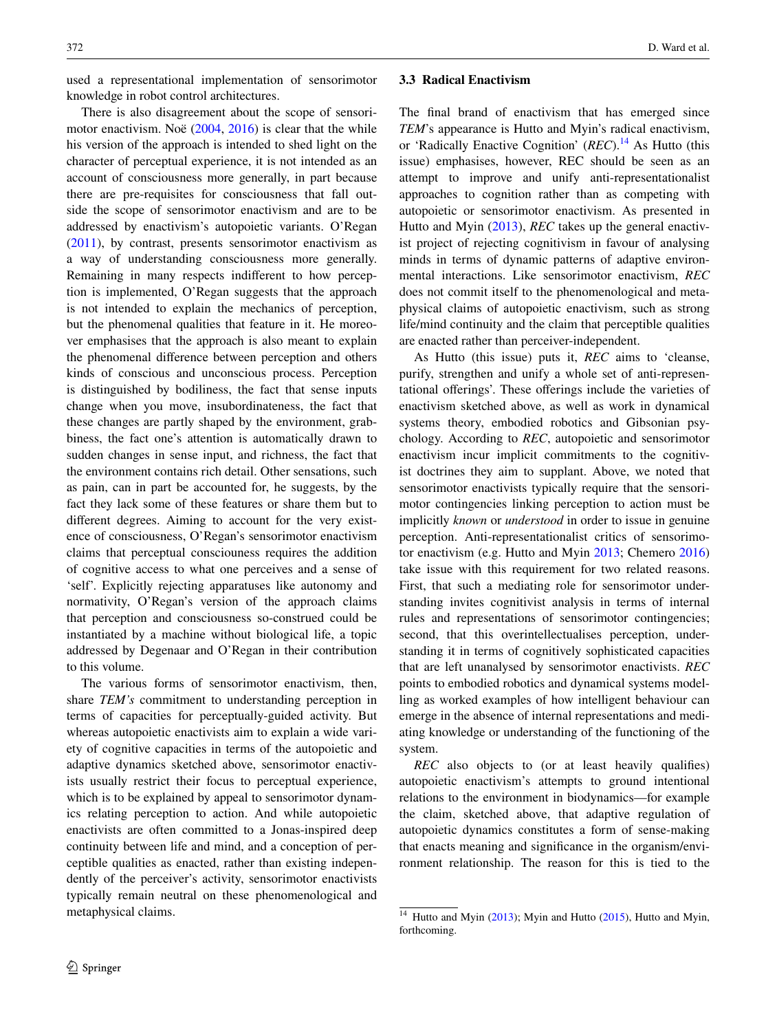used a representational implementation of sensorimotor knowledge in robot control architectures.

There is also disagreement about the scope of sensorimotor enactivism. Noë (2004, 2016) is clear that the while his version of the approach is intended to shed light on the character of perceptual experience, it is not intended as an account of consciousness more generally, in part because there are pre-requisites for consciousness that fall outside the scope of sensorimotor enactivism and are to be addressed by enactivism's autopoietic variants. O'Regan (2011), by contrast, presents sensorimotor enactivism as a way of understanding consciousness more generally. Remaining in many respects indifferent to how perception is implemented, O'Regan suggests that the approach is not intended to explain the mechanics of perception, but the phenomenal qualities that feature in it. He moreover emphasises that the approach is also meant to explain the phenomenal difference between perception and others kinds of conscious and unconscious process. Perception is distinguished by bodiliness, the fact that sense inputs change when you move, insubordinateness, the fact that these changes are partly shaped by the environment, grabbiness, the fact one's attention is automatically drawn to sudden changes in sense input, and richness, the fact that the environment contains rich detail. Other sensations, such as pain, can in part be accounted for, he suggests, by the fact they lack some of these features or share them but to different degrees. Aiming to account for the very existence of consciousness, O'Regan's sensorimotor enactivism claims that perceptual conscioueness requires the addition of cognitive access to what one perceives and a sense of 'self'. Explicitly rejecting apparatuses like autonomy and normativity, O'Regan's version of the approach claims that perception and consciousness so-construed could be instantiated by a machine without biological life, a topic addressed by Degenaar and O'Regan in their contribution to this volume.

The various forms of sensorimotor enactivism, then, share *TEM's* commitment to understanding perception in terms of capacities for perceptually-guided activity. But whereas autopoietic enactivists aim to explain a wide variety of cognitive capacities in terms of the autopoietic and adaptive dynamics sketched above, sensorimotor enactivists usually restrict their focus to perceptual experience, which is to be explained by appeal to sensorimotor dynamics relating perception to action. And while autopoietic enactivists are often committed to a Jonas-inspired deep continuity between life and mind, and a conception of perceptible qualities as enacted, rather than existing independently of the perceiver's activity, sensorimotor enactivists typically remain neutral on these phenomenological and metaphysical claims.

### 3.3 Radical Enactivism

The final brand of enactivism that has emerged since *TEM*'s appearance is Hutto and Myin's radical enactivism, or 'Radically Enactive Cognition' (*REC*).[14] As Hutto (this issue) emphasises, however, REC should be seen as an attempt to improve and unify anti-representationalist approaches to cognition rather than as competing with autopoietic or sensorimotor enactivism. As presented in Hutto and Myin (2013), *REC* takes up the general enactivist project of rejecting cognitivism in favour of analysing minds in terms of dynamic patterns of adaptive environmental interactions. Like sensorimotor enactivism, *REC* does not commit itself to the phenomenological and metaphysical claims of autopoietic enactivism, such as strong life/mind continuity and the claim that perceptible qualities are enacted rather than perceiver-independent.

As Hutto (this issue) puts it, *REC* aims to 'cleanse, purify, strengthen and unify a whole set of anti-representational offerings'. These offerings include the varieties of enactivism sketched above, as well as work in dynamical systems theory, embodied robotics and Gibsonian psychology. According to *REC*, autopoietic and sensorimotor enactivism incur implicit commitments to the cognitivist doctrines they aim to supplant. Above, we noted that sensorimotor enactivists typically require that the sensorimotor contingencies linking perception to action must be implicitly *known* or *understood* in order to issue in genuine perception. Anti-representationalist critics of sensorimotor enactivism (e.g. Hutto and Myin 2013; Chemero 2016) take issue with this requirement for two related reasons. First, that such a mediating role for sensorimotor understanding invites cognitivist analysis in terms of internal rules and representations of sensorimotor contingencies; second, that this overintellectualises perception, understanding it in terms of cognitively sophisticated capacities that are left unanalysed by sensorimotor enactivists. *REC* points to embodied robotics and dynamical systems modelling as worked examples of how intelligent behaviour can emerge in the absence of internal representations and mediating knowledge or understanding of the functioning of the system.

*REC* also objects to (or at least heavily qualifies) autopoietic enactivism's attempts to ground intentional relations to the environment in biodynamics—for example the claim, sketched above, that adaptive regulation of autopoietic dynamics constitutes a form of sense-making that enacts meaning and significance in the organism/environment relationship. The reason for this is tied to the

---

[14] Hutto and Myin (2013); Myin and Hutto (2015), Hutto and Myin, forthcoming.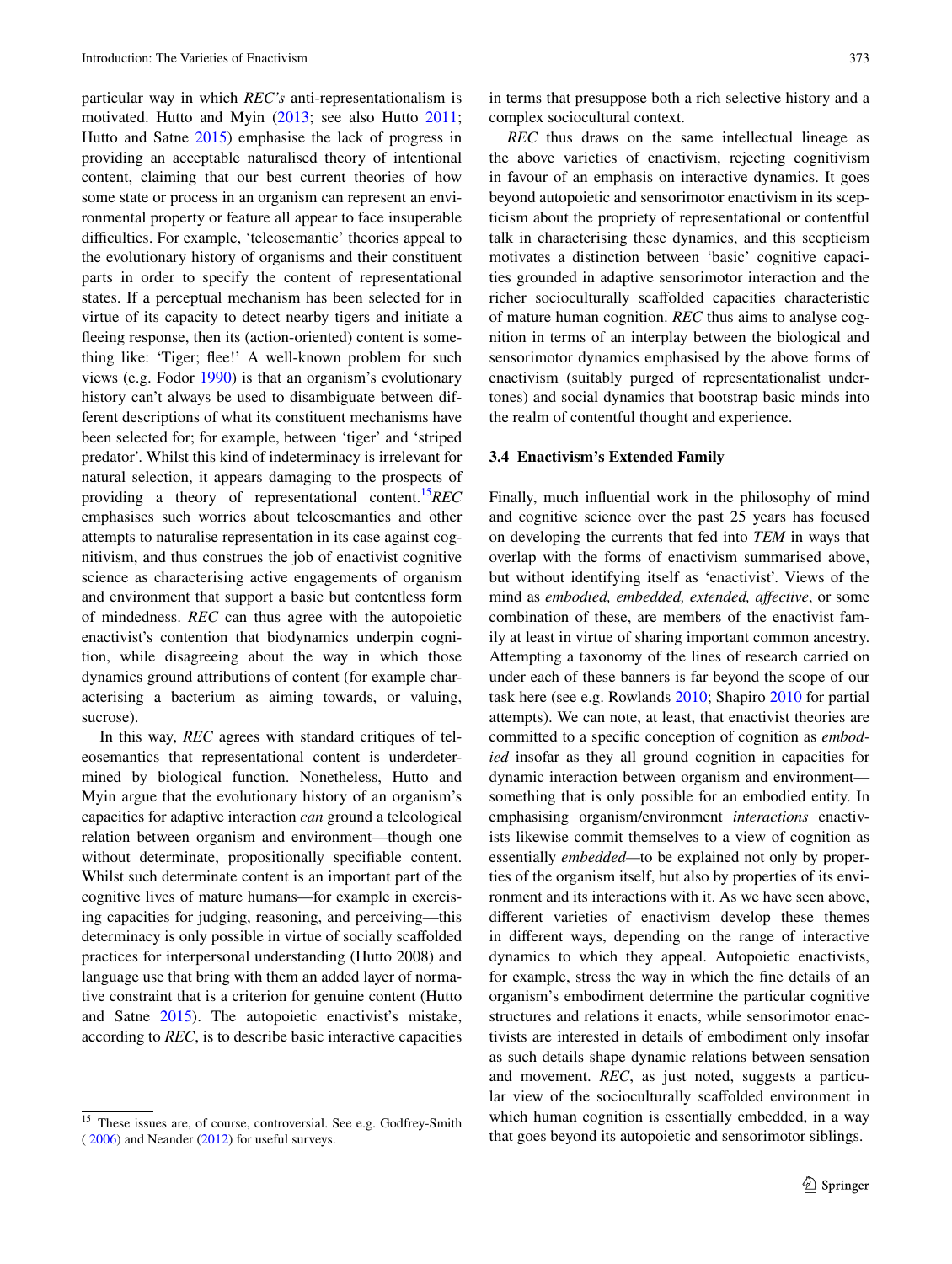particular way in which *REC's* anti-representationalism is motivated. Hutto and Myin (2013; see also Hutto 2011; Hutto and Satne 2015) emphasise the lack of progress in providing an acceptable naturalised theory of intentional content, claiming that our best current theories of how some state or process in an organism can represent an environmental property or feature all appear to face insuperable difficulties. For example, 'teleosemantic' theories appeal to the evolutionary history of organisms and their constituent parts in order to specify the content of representational states. If a perceptual mechanism has been selected for in virtue of its capacity to detect nearby tigers and initiate a fleeing response, then its (action-oriented) content is something like: 'Tiger; flee!' A well-known problem for such views (e.g. Fodor 1990) is that an organism's evolutionary history can't always be used to disambiguate between different descriptions of what its constituent mechanisms have been selected for; for example, between 'tiger' and 'striped predator'. Whilst this kind of indeterminacy is irrelevant for natural selection, it appears damaging to the prospects of providing a theory of representational content.[15] *REC* emphasises such worries about teleosemantics and other attempts to naturalise representation in its case against cognitivism, and thus construes the job of enactivist cognitive science as characterising active engagements of organism and environment that support a basic but contentless form of mindedness. *REC* can thus agree with the autopoietic enactivist's contention that biodynamics underpin cognition, while disagreeing about the way in which those dynamics ground attributions of content (for example characterising a bacterium as aiming towards, or valuing, sucrose).

In this way, *REC* agrees with standard critiques of teleosemantics that representational content is underdetermined by biological function. Nonetheless, Hutto and Myin argue that the evolutionary history of an organism's capacities for adaptive interaction *can* ground a teleological relation between organism and environment—though one without determinate, propositionally specifiable content. Whilst such determinate content is an important part of the cognitive lives of mature humans—for example in exercising capacities for judging, reasoning, and perceiving—this determinacy is only possible in virtue of socially scaffolded practices for interpersonal understanding (Hutto 2008) and language use that bring with them an added layer of normative constraint that is a criterion for genuine content (Hutto and Satne 2015). The autopoietic enactivist's mistake, according to *REC*, is to describe basic interactive capacities in terms that presuppose both a rich selective history and a complex sociocultural context.

*REC* thus draws on the same intellectual lineage as the above varieties of enactivism, rejecting cognitivism in favour of an emphasis on interactive dynamics. It goes beyond autopoietic and sensorimotor enactivism in its scepticism about the propriety of representational or contentful talk in characterising these dynamics, and this scepticism motivates a distinction between 'basic' cognitive capacities grounded in adaptive sensorimotor interaction and the richer socioculturally scaffolded capacities characteristic of mature human cognition. *REC* thus aims to analyse cognition in terms of an interplay between the biological and sensorimotor dynamics emphasised by the above forms of enactivism (suitably purged of representationalist undertones) and social dynamics that bootstrap basic minds into the realm of contentful thought and experience.

### 3.4 Enactivism's Extended Family

Finally, much influential work in the philosophy of mind and cognitive science over the past 25 years has focused on developing the currents that fed into *TEM* in ways that overlap with the forms of enactivism summarised above, but without identifying itself as 'enactivist'. Views of the mind as *embodied, embedded, extended, affective*, or some combination of these, are members of the enactivist family at least in virtue of sharing important common ancestry. Attempting a taxonomy of the lines of research carried on under each of these banners is far beyond the scope of our task here (see e.g. Rowlands 2010; Shapiro 2010 for partial attempts). We can note, at least, that enactivist theories are committed to a specific conception of cognition as *embodied* insofar as they all ground cognition in capacities for dynamic interaction between organism and environment—something that is only possible for an embodied entity. In emphasising organism/environment *interactions* enactivists likewise commit themselves to a view of cognition as essentially *embedded*—to be explained not only by properties of the organism itself, but also by properties of its environment and its interactions with it. As we have seen above, different varieties of enactivism develop these themes in different ways, depending on the range of interactive dynamics to which they appeal. Autopoietic enactivists, for example, stress the way in which the fine details of an organism's embodiment determine the particular cognitive structures and relations it enacts, while sensorimotor enactivists are interested in details of embodiment only insofar as such details shape dynamic relations between sensation and movement. *REC*, as just noted, suggests a particular view of the socioculturally scaffolded environment in which human cognition is essentially embedded, in a way that goes beyond its autopoietic and sensorimotor siblings.

[15] These issues are, of course, controversial. See e.g. Godfrey-Smith (2006) and Neander (2012) for useful surveys.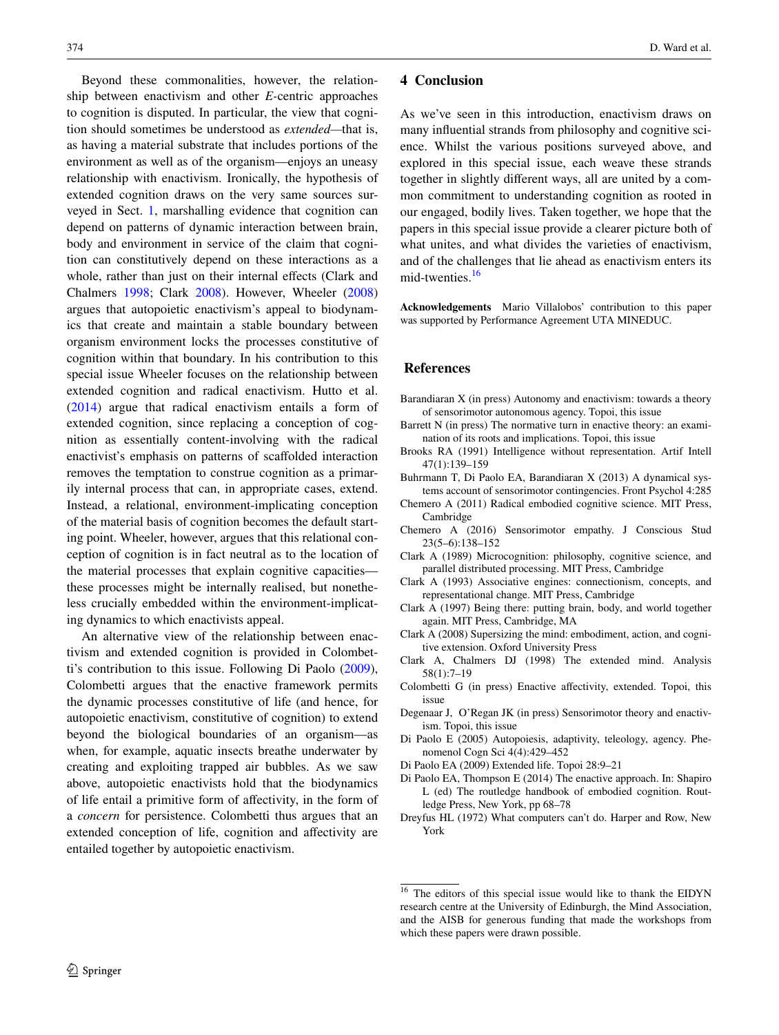Beyond these commonalities, however, the relationship between enactivism and other *E*-centric approaches to cognition is disputed. In particular, the view that cognition should sometimes be understood as *extended*—that is, as having a material substrate that includes portions of the environment as well as of the organism—enjoys an uneasy relationship with enactivism. Ironically, the hypothesis of extended cognition draws on the very same sources surveyed in Sect. 1, marshalling evidence that cognition can depend on patterns of dynamic interaction between brain, body and environment in service of the claim that cognition can constitutively depend on these interactions as a whole, rather than just on their internal effects (Clark and Chalmers 1998; Clark 2008). However, Wheeler (2008) argues that autopoietic enactivism's appeal to biodynamics that create and maintain a stable boundary between organism environment locks the processes constitutive of cognition within that boundary. In his contribution to this special issue Wheeler focuses on the relationship between extended cognition and radical enactivism. Hutto et al. (2014) argue that radical enactivism entails a form of extended cognition, since replacing a conception of cognition as essentially content-involving with the radical enactivist's emphasis on patterns of scaffolded interaction removes the temptation to construe cognition as a primarily internal process that can, in appropriate cases, extend. Instead, a relational, environment-implicating conception of the material basis of cognition becomes the default starting point. Wheeler, however, argues that this relational conception of cognition is in fact neutral as to the location of the material processes that explain cognitive capacities—these processes might be internally realised, but nonetheless crucially embedded within the environment-implicating dynamics to which enactivists appeal.

An alternative view of the relationship between enactivism and extended cognition is provided in Colombetti's contribution to this issue. Following Di Paolo (2009), Colombetti argues that the enactive framework permits the dynamic processes constitutive of life (and hence, for autopoietic enactivism, constitutive of cognition) to extend beyond the biological boundaries of an organism—as when, for example, aquatic insects breathe underwater by creating and exploiting trapped air bubbles. As we saw above, autopoietic enactivists hold that the biodynamics of life entail a primitive form of affectivity, in the form of a *concern* for persistence. Colombetti thus argues that an extended conception of life, cognition and affectivity are entailed together by autopoietic enactivism.

## 4 Conclusion

As we've seen in this introduction, enactivism draws on many influential strands from philosophy and cognitive science. Whilst the various positions surveyed above, and explored in this special issue, each weave these strands together in slightly different ways, all are united by a common commitment to understanding cognition as rooted in our engaged, bodily lives. Taken together, we hope that the papers in this special issue provide a clearer picture both of what unites, and what divides the varieties of enactivism, and of the challenges that lie ahead as enactivism enters its mid-twenties.[16]

**Acknowledgements** Mario Villalobos' contribution to this paper was supported by Performance Agreement UTA MINEDUC.

## References

Barandiaran X (in press) Autonomy and enactivism: towards a theory of sensorimotor autonomous agency. Topoi, this issue

Barrett N (in press) The normative turn in enactive theory: an examination of its roots and implications. Topoi, this issue

Brooks RA (1991) Intelligence without representation. Artif Intell 47(1):139–159

Buhrmann T, Di Paolo EA, Barandiaran X (2013) A dynamical systems account of sensorimotor contingencies. Front Psychol 4:285

Chemero A (2011) Radical embodied cognitive science. MIT Press, Cambridge

Chemero A (2016) Sensorimotor empathy. J Conscious Stud 23(5–6):138–152

Clark A (1989) Microcognition: philosophy, cognitive science, and parallel distributed processing. MIT Press, Cambridge

Clark A (1993) Associative engines: connectionism, concepts, and representational change. MIT Press, Cambridge

Clark A (1997) Being there: putting brain, body, and world together again. MIT Press, Cambridge, MA

Clark A (2008) Supersizing the mind: embodiment, action, and cognitive extension. Oxford University Press

Clark A, Chalmers DJ (1998) The extended mind. Analysis 58(1):7–19

Colombetti G (in press) Enactive affectivity, extended. Topoi, this issue

Degenaar J, O'Regan JK (in press) Sensorimotor theory and enactivism. Topoi, this issue

Di Paolo E (2005) Autopoiesis, adaptivity, teleology, agency. Phenomenol Cogn Sci 4(4):429–452

Di Paolo EA (2009) Extended life. Topoi 28:9–21

Di Paolo EA, Thompson E (2014) The enactive approach. In: Shapiro L (ed) The routledge handbook of embodied cognition. Routledge Press, New York, pp 68–78

Dreyfus HL (1972) What computers can't do. Harper and Row, New York

---

[16] The editors of this special issue would like to thank the EIDYN research centre at the University of Edinburgh, the Mind Association, and the AISB for generous funding that made the workshops from which these papers were drawn possible.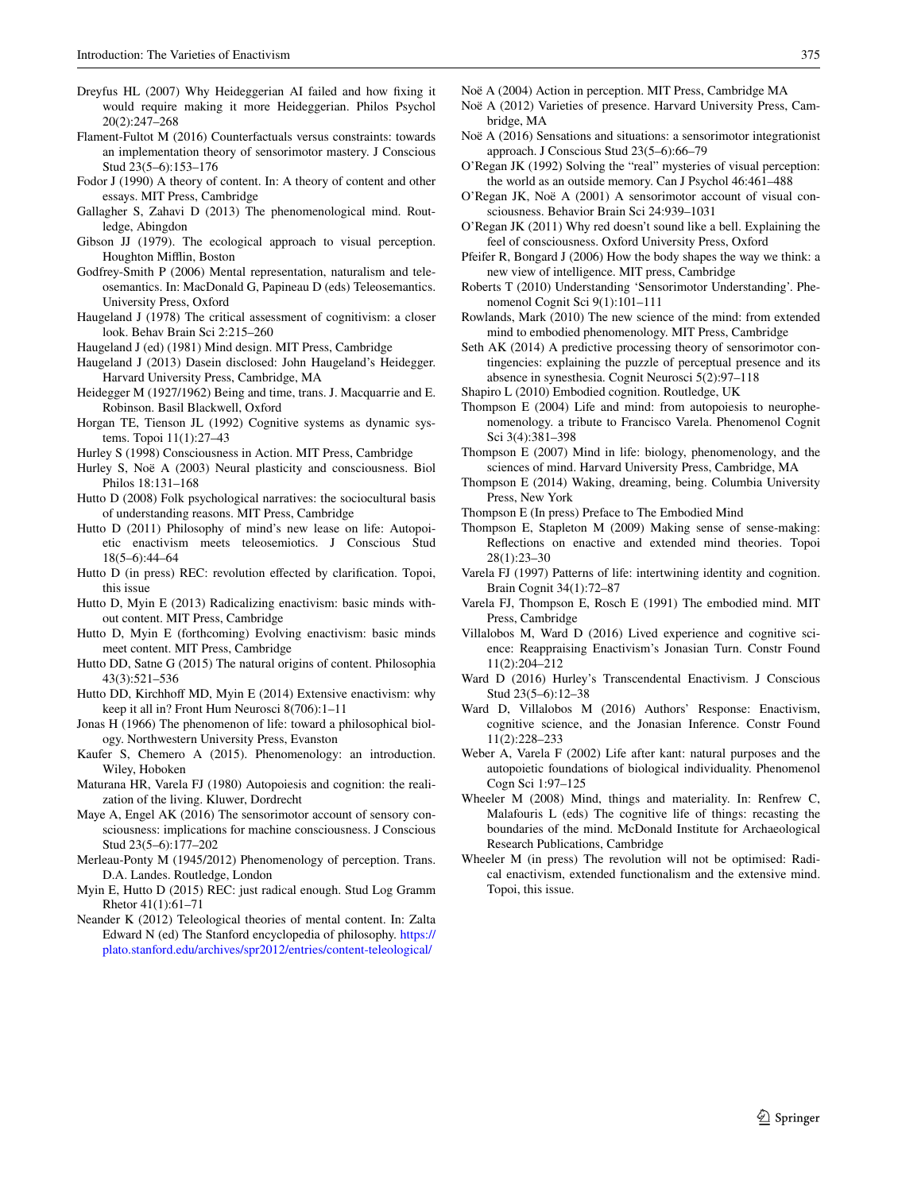Dreyfus HL (2007) Why Heideggerian AI failed and how fixing it would require making it more Heideggerian. Philos Psychol 20(2):247–268

Flament-Fultot M (2016) Counterfactuals versus constraints: towards an implementation theory of sensorimotor mastery. J Conscious Stud 23(5–6):153–176

Fodor J (1990) A theory of content. In: A theory of content and other essays. MIT Press, Cambridge

Gallagher S, Zahavi D (2013) The phenomenological mind. Routledge, Abingdon

Gibson JJ (1979). The ecological approach to visual perception. Houghton Mifflin, Boston

Godfrey-Smith P (2006) Mental representation, naturalism and teleosemantics. In: MacDonald G, Papineau D (eds) Teleosemantics. University Press, Oxford

Haugeland J (1978) The critical assessment of cognitivism: a closer look. Behav Brain Sci 2:215–260

Haugeland J (ed) (1981) Mind design. MIT Press, Cambridge

Haugeland J (2013) Dasein disclosed: John Haugeland's Heidegger. Harvard University Press, Cambridge, MA

Heidegger M (1927/1962) Being and time, trans. J. Macquarrie and E. Robinson. Basil Blackwell, Oxford

Horgan TE, Tienson JL (1992) Cognitive systems as dynamic systems. Topoi 11(1):27–43

Hurley S (1998) Consciousness in Action. MIT Press, Cambridge

Hurley S, Noë A (2003) Neural plasticity and consciousness. Biol Philos 18:131–168

Hutto D (2008) Folk psychological narratives: the sociocultural basis of understanding reasons. MIT Press, Cambridge

Hutto D (2011) Philosophy of mind's new lease on life: Autopoietic enactivism meets teleosemiotics. J Conscious Stud 18(5–6):44–64

Hutto D (in press) REC: revolution effected by clarification. Topoi, this issue

Hutto D, Myin E (2013) Radicalizing enactivism: basic minds without content. MIT Press, Cambridge

Hutto D, Myin E (forthcoming) Evolving enactivism: basic minds meet content. MIT Press, Cambridge

Hutto DD, Satne G (2015) The natural origins of content. Philosophia 43(3):521–536

Hutto DD, Kirchhoff MD, Myin E (2014) Extensive enactivism: why keep it all in? Front Hum Neurosci 8(706):1–11

Jonas H (1966) The phenomenon of life: toward a philosophical biology. Northwestern University Press, Evanston

Kaufer S, Chemero A (2015). Phenomenology: an introduction. Wiley, Hoboken

Maturana HR, Varela FJ (1980) Autopoiesis and cognition: the realization of the living. Kluwer, Dordrecht

Maye A, Engel AK (2016) The sensorimotor account of sensory consciousness: implications for machine consciousness. J Conscious Stud 23(5–6):177–202

Merleau-Ponty M (1945/2012) Phenomenology of perception. Trans. D.A. Landes. Routledge, London

Myin E, Hutto D (2015) REC: just radical enough. Stud Log Gramm Rhetor 41(1):61–71

Neander K (2012) Teleological theories of mental content. In: Zalta Edward N (ed) The Stanford encyclopedia of philosophy. https://plato.stanford.edu/archives/spr2012/entries/content-teleological/

Noë A (2004) Action in perception. MIT Press, Cambridge MA

Noë A (2012) Varieties of presence. Harvard University Press, Cambridge, MA

Noë A (2016) Sensations and situations: a sensorimotor integrationist approach. J Conscious Stud 23(5–6):66–79

O'Regan JK (1992) Solving the "real" mysteries of visual perception: the world as an outside memory. Can J Psychol 46:461–488

O'Regan JK, Noë A (2001) A sensorimotor account of visual consciousness. Behavior Brain Sci 24:939–1031

O'Regan JK (2011) Why red doesn't sound like a bell. Explaining the feel of consciousness. Oxford University Press, Oxford

Pfeifer R, Bongard J (2006) How the body shapes the way we think: a new view of intelligence. MIT press, Cambridge

Roberts T (2010) Understanding 'Sensorimotor Understanding'. Phenomenol Cognit Sci 9(1):101–111

Rowlands, Mark (2010) The new science of the mind: from extended mind to embodied phenomenology. MIT Press, Cambridge

Seth AK (2014) A predictive processing theory of sensorimotor contingencies: explaining the puzzle of perceptual presence and its absence in synesthesia. Cognit Neurosci 5(2):97–118

Shapiro L (2010) Embodied cognition. Routledge, UK

Thompson E (2004) Life and mind: from autopoiesis to neurophenomenology. a tribute to Francisco Varela. Phenomenol Cognit Sci 3(4):381–398

Thompson E (2007) Mind in life: biology, phenomenology, and the sciences of mind. Harvard University Press, Cambridge, MA

Thompson E (2014) Waking, dreaming, being. Columbia University Press, New York

Thompson E (In press) Preface to The Embodied Mind

Thompson E, Stapleton M (2009) Making sense of sense-making: Reflections on enactive and extended mind theories. Topoi 28(1):23–30

Varela FJ (1997) Patterns of life: intertwining identity and cognition. Brain Cognit 34(1):72–87

Varela FJ, Thompson E, Rosch E (1991) The embodied mind. MIT Press, Cambridge

Villalobos M, Ward D (2016) Lived experience and cognitive science: Reappraising Enactivism's Jonasian Turn. Constr Found 11(2):204–212

Ward D (2016) Hurley's Transcendental Enactivism. J Conscious Stud 23(5–6):12–38

Ward D, Villalobos M (2016) Authors' Response: Enactivism, cognitive science, and the Jonasian Inference. Constr Found 11(2):228–233

Weber A, Varela F (2002) Life after kant: natural purposes and the autopoietic foundations of biological individuality. Phenomenol Cogn Sci 1:97–125

Wheeler M (2008) Mind, things and materiality. In: Renfrew C, Malafouris L (eds) The cognitive life of things: recasting the boundaries of the mind. McDonald Institute for Archaeological Research Publications, Cambridge

Wheeler M (in press) The revolution will not be optimised: Radical enactivism, extended functionalism and the extensive mind. Topoi, this issue.